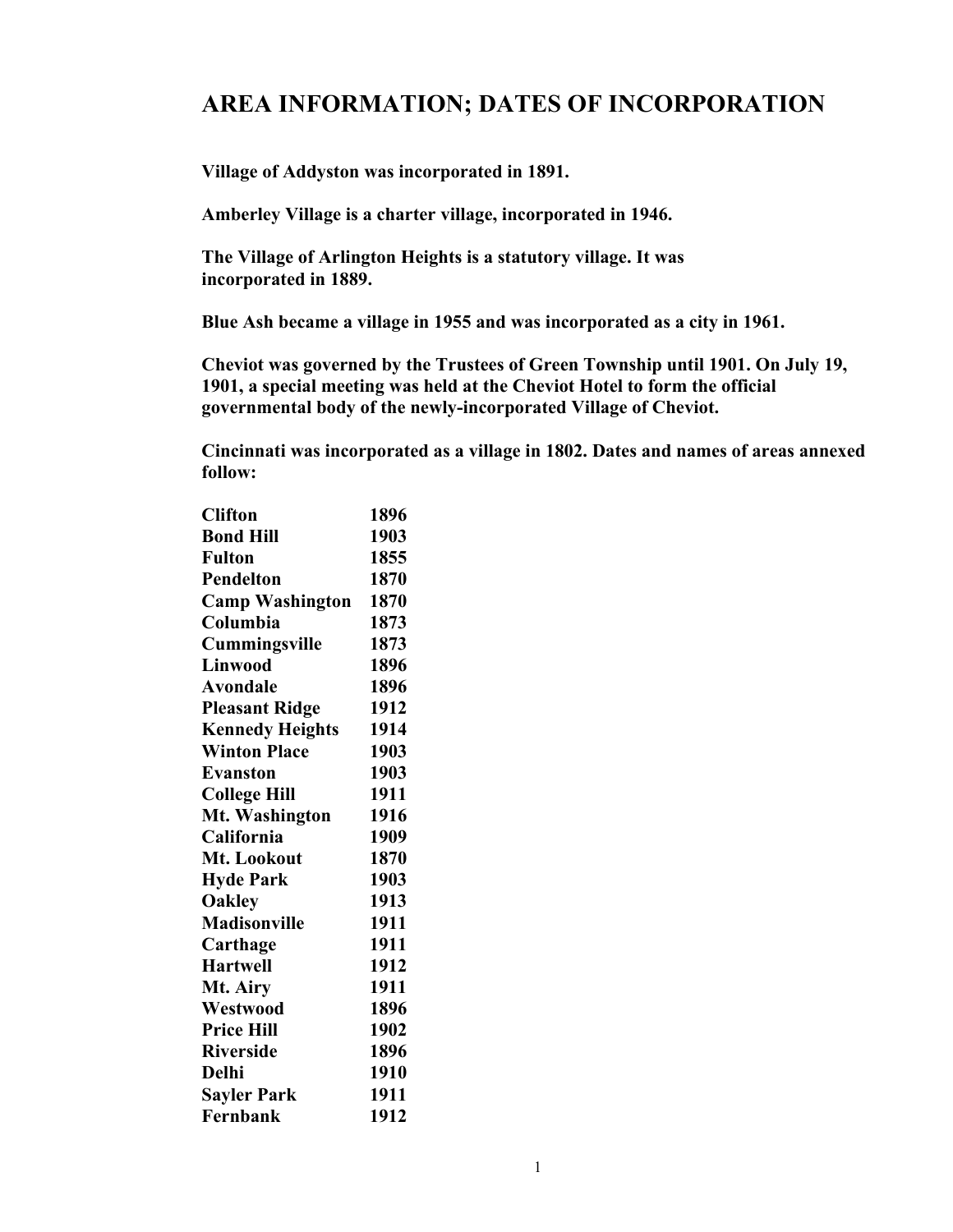# AREA INFORMATION; DATES OF INCORPORATION

**Village of Addyston was incorporated in 1891.**

**Amberley Village is a charter village, incorporated in 1946.**

**The Village of Arlington Heights is a statutory village. It was incorporated in 1889.**

**Blue Ash became a village in 1955 and was incorporated as a city in 1961.**

**Cheviot was governed by the Trustees of Green Township until 1901. On July 19, 1901, a special meeting was held at the Cheviot Hotel to form the official governmental body of the newly-incorporated Village of Cheviot.**

**Cincinnati was incorporated as a village in 1802. Dates and names of areas annexed follow:**

| | |
|---|---|
| **Clifton** | **1896** |
| **Bond Hill** | **1903** |
| **Fulton** | **1855** |
| **Pendelton** | **1870** |
| **Camp Washington** | **1870** |
| **Columbia** | **1873** |
| **Cummingsville** | **1873** |
| **Linwood** | **1896** |
| **Avondale** | **1896** |
| **Pleasant Ridge** | **1912** |
| **Kennedy Heights** | **1914** |
| **Winton Place** | **1903** |
| **Evanston** | **1903** |
| **College Hill** | **1911** |
| **Mt. Washington** | **1916** |
| **California** | **1909** |
| **Mt. Lookout** | **1870** |
| **Hyde Park** | **1903** |
| **Oakley** | **1913** |
| **Madisonville** | **1911** |
| **Carthage** | **1911** |
| **Hartwell** | **1912** |
| **Mt. Airy** | **1911** |
| **Westwood** | **1896** |
| **Price Hill** | **1902** |
| **Riverside** | **1896** |
| **Delhi** | **1910** |
| **Sayler Park** | **1911** |
| **Fernbank** | **1912** |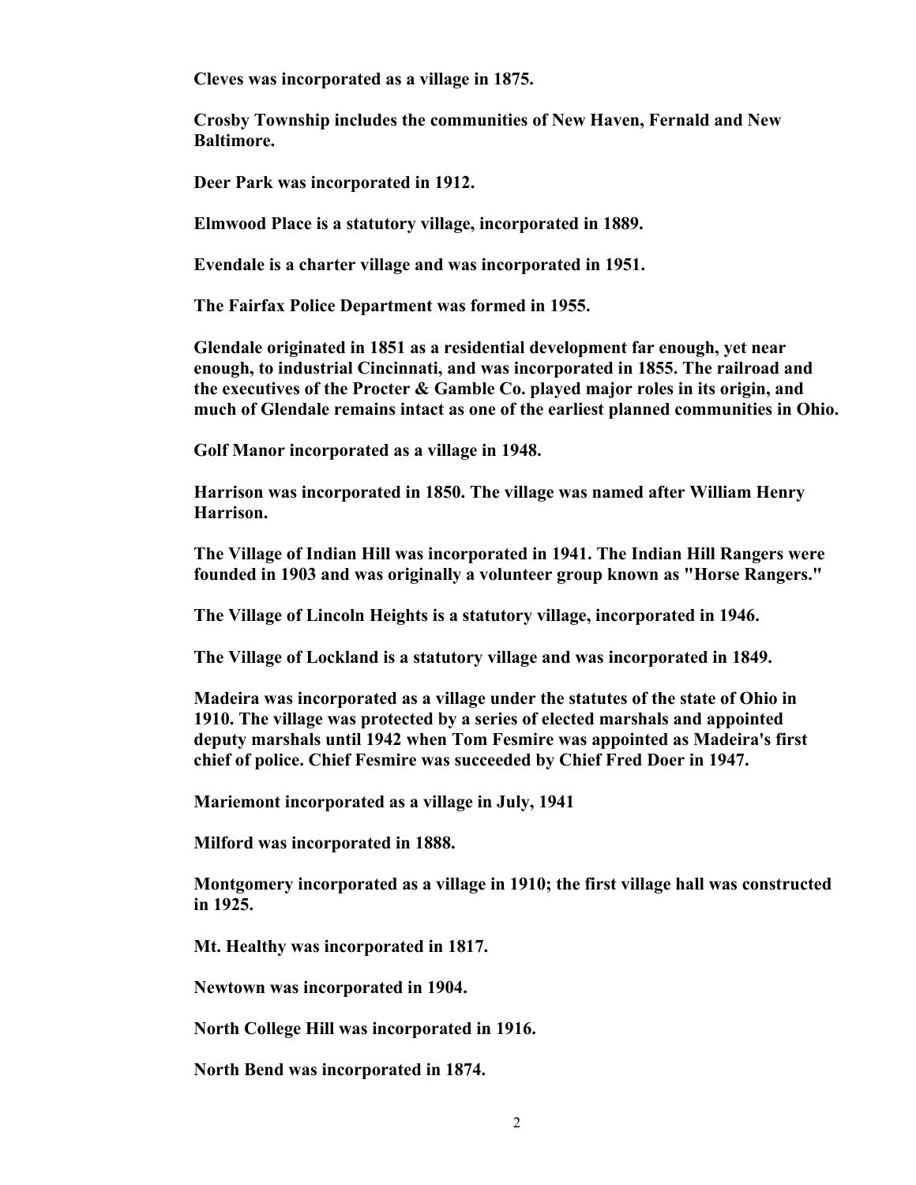**Cleves was incorporated as a village in 1875.**

**Crosby Township includes the communities of New Haven, Fernald and New Baltimore.**

**Deer Park was incorporated in 1912.**

**Elmwood Place is a statutory village, incorporated in 1889.**

**Evendale is a charter village and was incorporated in 1951.**

**The Fairfax Police Department was formed in 1955.**

**Glendale originated in 1851 as a residential development far enough, yet near enough, to industrial Cincinnati, and was incorporated in 1855. The railroad and the executives of the Procter & Gamble Co. played major roles in its origin, and much of Glendale remains intact as one of the earliest planned communities in Ohio.**

**Golf Manor incorporated as a village in 1948.**

**Harrison was incorporated in 1850. The village was named after William Henry Harrison.**

**The Village of Indian Hill was incorporated in 1941. The Indian Hill Rangers were founded in 1903 and was originally a volunteer group known as "Horse Rangers."**

**The Village of Lincoln Heights is a statutory village, incorporated in 1946.**

**The Village of Lockland is a statutory village and was incorporated in 1849.**

**Madeira was incorporated as a village under the statutes of the state of Ohio in 1910. The village was protected by a series of elected marshals and appointed deputy marshals until 1942 when Tom Fesmire was appointed as Madeira's first chief of police. Chief Fesmire was succeeded by Chief Fred Doer in 1947.**

**Mariemont incorporated as a village in July, 1941**

**Milford was incorporated in 1888.**

**Montgomery incorporated as a village in 1910; the first village hall was constructed in 1925.**

**Mt. Healthy was incorporated in 1817.**

**Newtown was incorporated in 1904.**

**North College Hill was incorporated in 1916.**

**North Bend was incorporated in 1874.**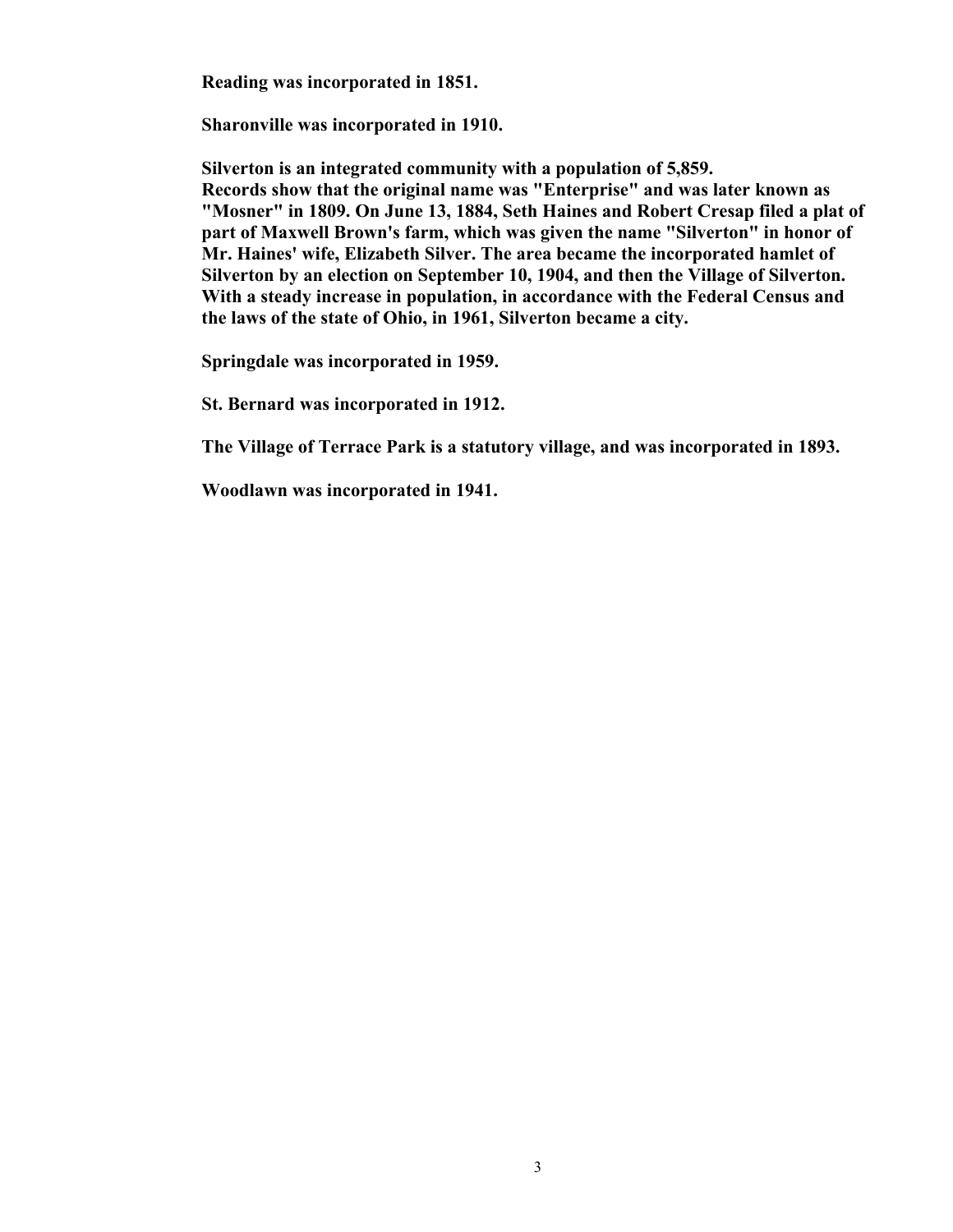**Reading was incorporated in 1851.**

**Sharonville was incorporated in 1910.**

**Silverton is an integrated community with a population of 5,859.**
**Records show that the original name was "Enterprise" and was later known as "Mosner" in 1809. On June 13, 1884, Seth Haines and Robert Cresap filed a plat of part of Maxwell Brown's farm, which was given the name "Silverton" in honor of Mr. Haines' wife, Elizabeth Silver. The area became the incorporated hamlet of Silverton by an election on September 10, 1904, and then the Village of Silverton. With a steady increase in population, in accordance with the Federal Census and the laws of the state of Ohio, in 1961, Silverton became a city.**

**Springdale was incorporated in 1959.**

**St. Bernard was incorporated in 1912.**

**The Village of Terrace Park is a statutory village, and was incorporated in 1893.**

**Woodlawn was incorporated in 1941.**